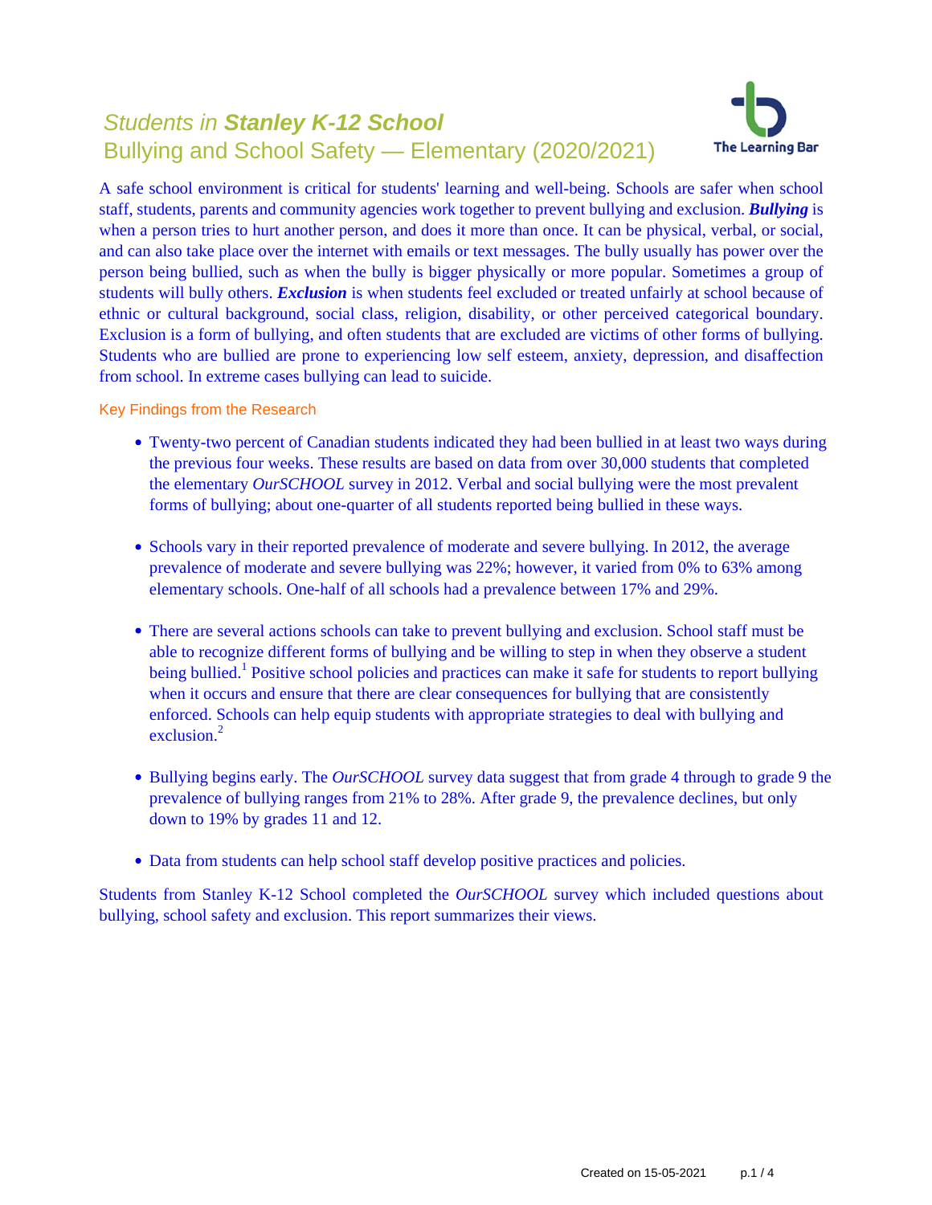# *Students in* ***Stanley K-12 School***

## Bullying and School Safety — Elementary (2020/2021)

The Learning Bar

A safe school environment is critical for students' learning and well-being. Schools are safer when school staff, students, parents and community agencies work together to prevent bullying and exclusion. ***Bullying*** is when a person tries to hurt another person, and does it more than once. It can be physical, verbal, or social, and can also take place over the internet with emails or text messages. The bully usually has power over the person being bullied, such as when the bully is bigger physically or more popular. Sometimes a group of students will bully others. ***Exclusion*** is when students feel excluded or treated unfairly at school because of ethnic or cultural background, social class, religion, disability, or other perceived categorical boundary. Exclusion is a form of bullying, and often students that are excluded are victims of other forms of bullying. Students who are bullied are prone to experiencing low self esteem, anxiety, depression, and disaffection from school. In extreme cases bullying can lead to suicide.

### Key Findings from the Research

- Twenty-two percent of Canadian students indicated they had been bullied in at least two ways during the previous four weeks. These results are based on data from over 30,000 students that completed the elementary *OurSCHOOL* survey in 2012. Verbal and social bullying were the most prevalent forms of bullying; about one-quarter of all students reported being bullied in these ways.

- Schools vary in their reported prevalence of moderate and severe bullying. In 2012, the average prevalence of moderate and severe bullying was 22%; however, it varied from 0% to 63% among elementary schools. One-half of all schools had a prevalence between 17% and 29%.

- There are several actions schools can take to prevent bullying and exclusion. School staff must be able to recognize different forms of bullying and be willing to step in when they observe a student being bullied.[1] Positive school policies and practices can make it safe for students to report bullying when it occurs and ensure that there are clear consequences for bullying that are consistently enforced. Schools can help equip students with appropriate strategies to deal with bullying and exclusion.[2]

- Bullying begins early. The *OurSCHOOL* survey data suggest that from grade 4 through to grade 9 the prevalence of bullying ranges from 21% to 28%. After grade 9, the prevalence declines, but only down to 19% by grades 11 and 12.

- Data from students can help school staff develop positive practices and policies.

Students from Stanley K-12 School completed the *OurSCHOOL* survey which included questions about bullying, school safety and exclusion. This report summarizes their views.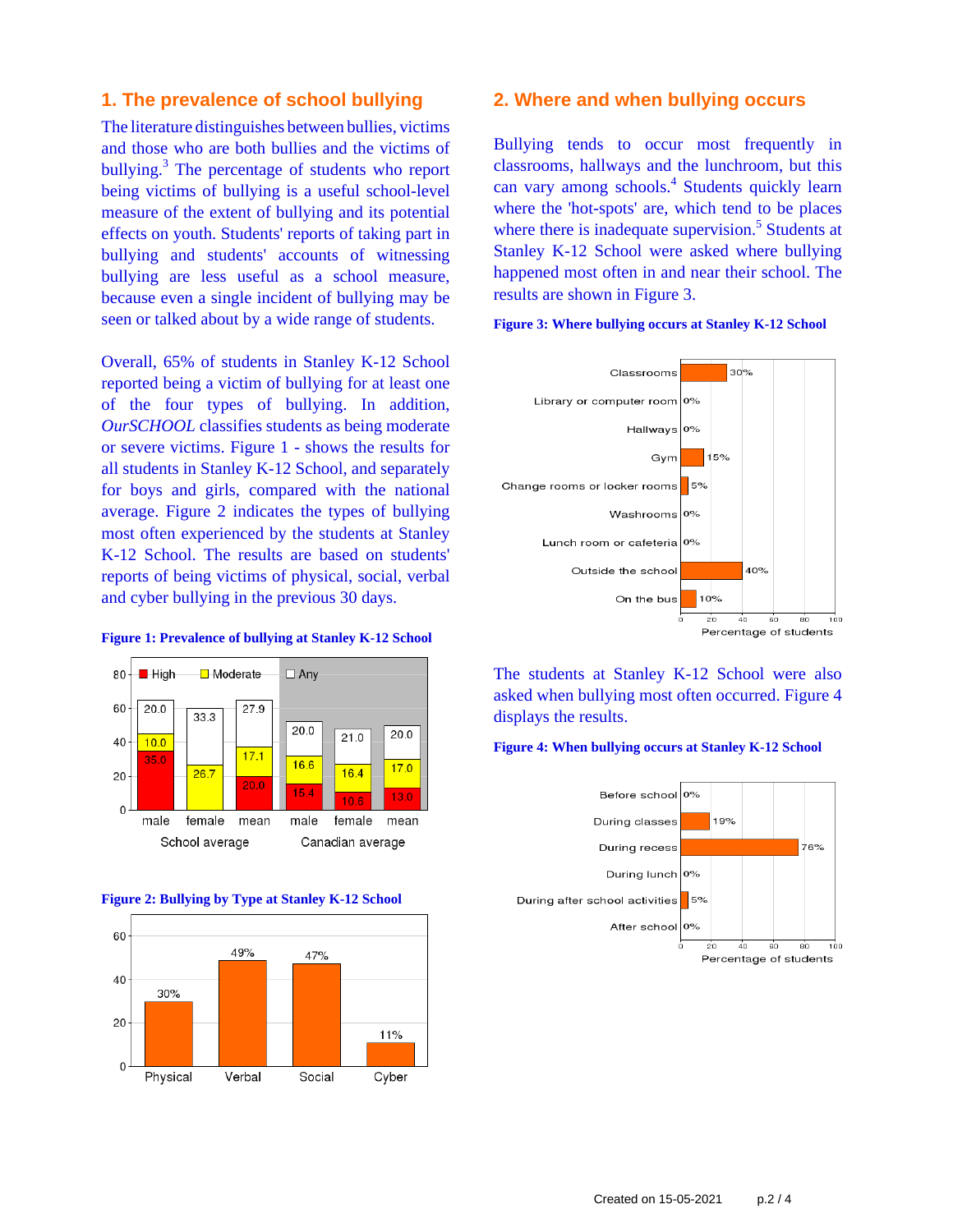## 1. The prevalence of school bullying

The literature distinguishes between bullies, victims and those who are both bullies and the victims of bullying.[3] The percentage of students who report being victims of bullying is a useful school-level measure of the extent of bullying and its potential effects on youth. Students' reports of taking part in bullying and students' accounts of witnessing bullying are less useful as a school measure, because even a single incident of bullying may be seen or talked about by a wide range of students.

Overall, 65% of students in Stanley K-12 School reported being a victim of bullying for at least one of the four types of bullying. In addition, *OurSCHOOL* classifies students as being moderate or severe victims. Figure 1 - shows the results for all students in Stanley K-12 School, and separately for boys and girls, compared with the national average. Figure 2 indicates the types of bullying most often experienced by the students at Stanley K-12 School. The results are based on students' reports of being victims of physical, social, verbal and cyber bullying in the previous 30 days.

**Figure 1: Prevalence of bullying at Stanley K-12 School**

| | School average | | | Canadian average | | |
|---|---|---|---|---|---|---|
| | male | female | mean | male | female | mean |
| High | 35.0 | | 20.0 | 15.4 | 10.6 | 13.0 |
| Moderate | 10.0 | 26.7 | 17.1 | 16.6 | 16.4 | 17.0 |
| Any | 20.0 | 33.3 | 27.9 | 20.0 | 21.0 | 20.0 |

**Figure 2: Bullying by Type at Stanley K-12 School**

| Physical | Verbal | Social | Cyber |
|---|---|---|---|
| 30% | 49% | 47% | 11% |

## 2. Where and when bullying occurs

Bullying tends to occur most frequently in classrooms, hallways and the lunchroom, but this can vary among schools.[4] Students quickly learn where the 'hot-spots' are, which tend to be places where there is inadequate supervision.[5] Students at Stanley K-12 School were asked where bullying happened most often in and near their school. The results are shown in Figure 3.

**Figure 3: Where bullying occurs at Stanley K-12 School**

| Location | Percentage of students |
|---|---|
| Classrooms | 30% |
| Library or computer room | 0% |
| Hallways | 0% |
| Gym | 15% |
| Change rooms or locker rooms | 5% |
| Washrooms | 0% |
| Lunch room or cafeteria | 0% |
| Outside the school | 40% |
| On the bus | 10% |

The students at Stanley K-12 School were also asked when bullying most often occurred. Figure 4 displays the results.

**Figure 4: When bullying occurs at Stanley K-12 School**

| Time | Percentage of students |
|---|---|
| Before school | 0% |
| During classes | 19% |
| During recess | 76% |
| During lunch | 0% |
| During after school activities | 5% |
| After school | 0% |

Created on 15-05-2021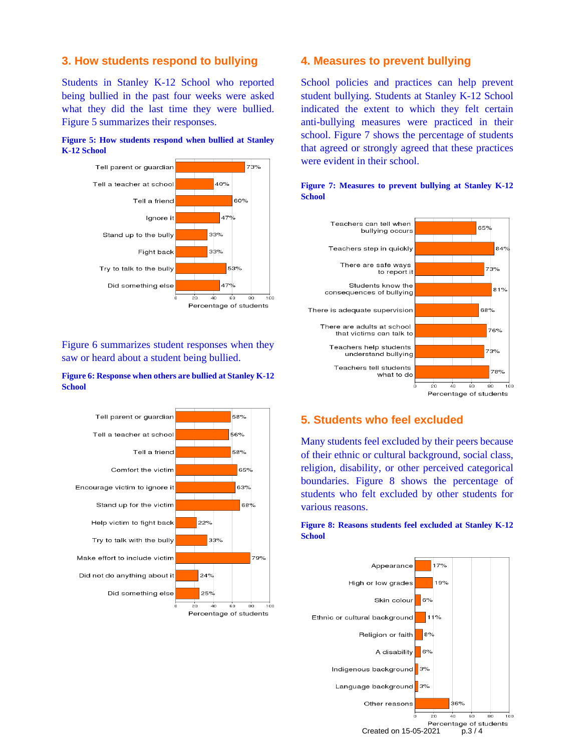## 3. How students respond to bullying

Students in Stanley K-12 School who reported being bullied in the past four weeks were asked what they did the last time they were bullied. Figure 5 summarizes their responses.

**Figure 5: How students respond when bullied at Stanley K-12 School**

| Response | Percentage of students |
| --- | --- |
| Tell parent or guardian | 73% |
| Tell a teacher at school | 40% |
| Tell a friend | 60% |
| Ignore it | 47% |
| Stand up to the bully | 33% |
| Fight back | 33% |
| Try to talk to the bully | 53% |
| Did something else | 47% |

Figure 6 summarizes student responses when they saw or heard about a student being bullied.

**Figure 6: Response when others are bullied at Stanley K-12 School**

| Response | Percentage of students |
| --- | --- |
| Tell parent or guardian | 58% |
| Tell a teacher at school | 56% |
| Tell a friend | 58% |
| Comfort the victim | 65% |
| Encourage victim to ignore it | 63% |
| Stand up for the victim | 68% |
| Help victim to fight back | 22% |
| Try to talk with the bully | 33% |
| Make effort to include victim | 79% |
| Did not do anything about it | 24% |
| Did something else | 25% |

## 4. Measures to prevent bullying

School policies and practices can help prevent student bullying. Students at Stanley K-12 School indicated the extent to which they felt certain anti-bullying measures were practiced in their school. Figure 7 shows the percentage of students that agreed or strongly agreed that these practices were evident in their school.

**Figure 7: Measures to prevent bullying at Stanley K-12 School**

| Measure | Percentage of students |
| --- | --- |
| Teachers can tell when bullying occurs | 65% |
| Teachers step in quickly | 84% |
| There are safe ways to report it | 73% |
| Students know the consequences of bullying | 81% |
| There is adequate supervision | 68% |
| There are adults at school that victims can talk to | 76% |
| Teachers help students understand bullying | 73% |
| Teachers tell students what to do | 78% |

## 5. Students who feel excluded

Many students feel excluded by their peers because of their ethnic or cultural background, social class, religion, disability, or other perceived categorical boundaries. Figure 8 shows the percentage of students who felt excluded by other students for various reasons.

**Figure 8: Reasons students feel excluded at Stanley K-12 School**

| Reason | Percentage of students |
| --- | --- |
| Appearance | 17% |
| High or low grades | 19% |
| Skin colour | 6% |
| Ethnic or cultural background | 11% |
| Religion or faith | 8% |
| A disability | 6% |
| Indigenous background | 3% |
| Language background | 3% |
| Other reasons | 36% |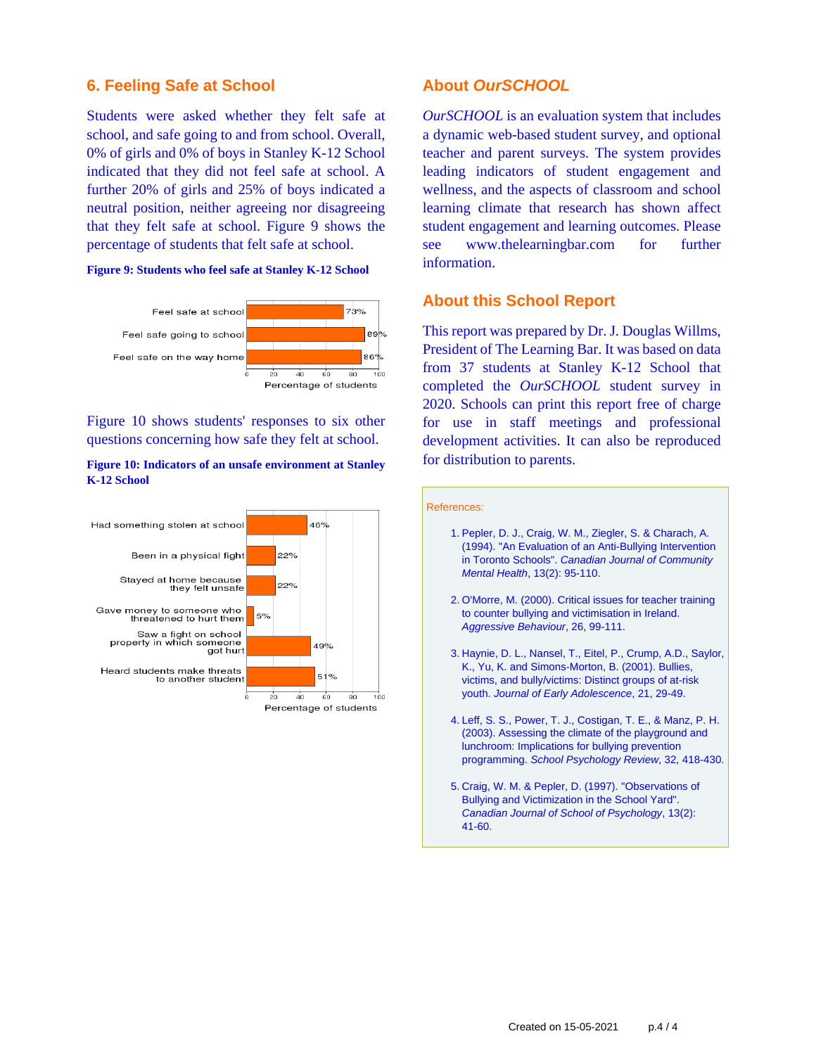## 6. Feeling Safe at School

Students were asked whether they felt safe at school, and safe going to and from school. Overall, 0% of girls and 0% of boys in Stanley K-12 School indicated that they did not feel safe at school. A further 20% of girls and 25% of boys indicated a neutral position, neither agreeing nor disagreeing that they felt safe at school. Figure 9 shows the percentage of students that felt safe at school.

**Figure 9: Students who feel safe at Stanley K-12 School**

Feel safe at school 73%
Feel safe going to school 89%
Feel safe on the way home 86%

0 20 40 60 80 100
Percentage of students

Figure 10 shows students' responses to six other questions concerning how safe they felt at school.

**Figure 10: Indicators of an unsafe environment at Stanley K-12 School**

Had something stolen at school 46%
Been in a physical fight 22%
Stayed at home because they felt unsafe 22%
Gave money to someone who threatened to hurt them 5%
Saw a fight on school property in which someone got hurt 49%
Heard students make threats to another student 51%

0 20 40 60 80 100
Percentage of students

## About *OurSCHOOL*

*OurSCHOOL* is an evaluation system that includes a dynamic web-based student survey, and optional teacher and parent surveys. The system provides leading indicators of student engagement and wellness, and the aspects of classroom and school learning climate that research has shown affect student engagement and learning outcomes. Please see www.thelearningbar.com for further information.

## About this School Report

This report was prepared by Dr. J. Douglas Willms, President of The Learning Bar. It was based on data from 37 students at Stanley K-12 School that completed the *OurSCHOOL* student survey in 2020. Schools can print this report free of charge for use in staff meetings and professional development activities. It can also be reproduced for distribution to parents.

References:

1. Pepler, D. J., Craig, W. M., Ziegler, S. & Charach, A. (1994). "An Evaluation of an Anti-Bullying Intervention in Toronto Schools". *Canadian Journal of Community Mental Health*, 13(2): 95-110.
2. O'Morre, M. (2000). Critical issues for teacher training to counter bullying and victimisation in Ireland. *Aggressive Behaviour*, 26, 99-111.
3. Haynie, D. L., Nansel, T., Eitel, P., Crump, A.D., Saylor, K., Yu, K. and Simons-Morton, B. (2001). Bullies, victims, and bully/victims: Distinct groups of at-risk youth. *Journal of Early Adolescence*, 21, 29-49.
4. Leff, S. S., Power, T. J., Costigan, T. E., & Manz, P. H. (2003). Assessing the climate of the playground and lunchroom: Implications for bullying prevention programming. *School Psychology Review*, 32, 418-430.
5. Craig, W. M. & Pepler, D. (1997). "Observations of Bullying and Victimization in the School Yard". *Canadian Journal of School of Psychology*, 13(2): 41-60.

Created on 15-05-2021